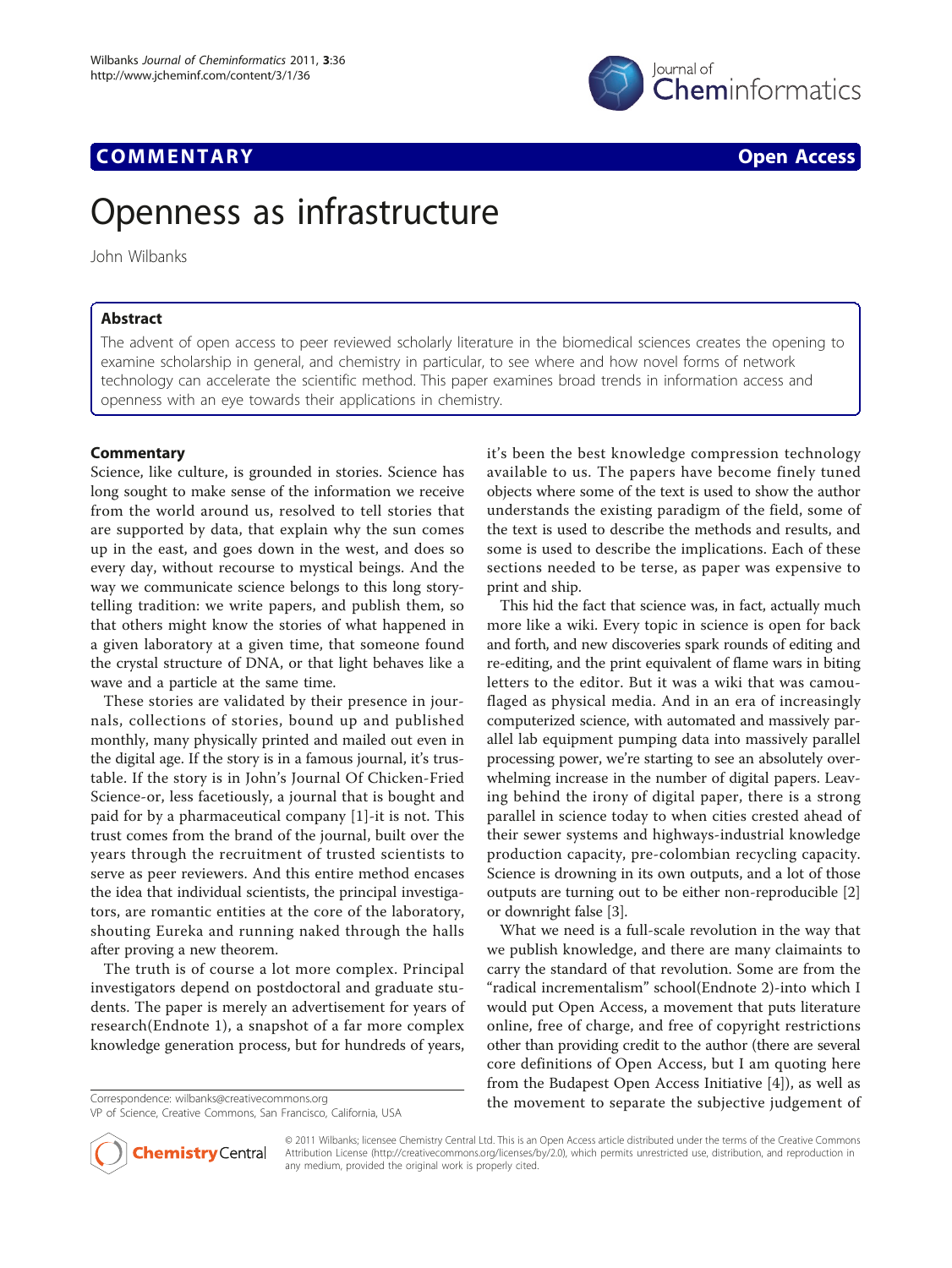COMMENTARY **Open Access**

# Openness as infrastructure

John Wilbanks

Correspondence: wilbanks@creativecommons.org
VP of Science, Creative Commons, San Francisco, California, USA

## Abstract

The advent of open access to peer reviewed scholarly literature in the biomedical sciences creates the opening to examine scholarship in general, and chemistry in particular, to see where and how novel forms of network technology can accelerate the scientific method. This paper examines broad trends in information access and openness with an eye towards their applications in chemistry.

## Commentary

Science, like culture, is grounded in stories. Science has long sought to make sense of the information we receive from the world around us, resolved to tell stories that are supported by data, that explain why the sun comes up in the east, and goes down in the west, and does so every day, without recourse to mystical beings. And the way we communicate science belongs to this long storytelling tradition: we write papers, and publish them, so that others might know the stories of what happened in a given laboratory at a given time, that someone found the crystal structure of DNA, or that light behaves like a wave and a particle at the same time.

These stories are validated by their presence in journals, collections of stories, bound up and published monthly, many physically printed and mailed out even in the digital age. If the story is in a famous journal, it's trustable. If the story is in John's Journal Of Chicken-Fried Science-or, less facetiously, a journal that is bought and paid for by a pharmaceutical company [1]-it is not. This trust comes from the brand of the journal, built over the years through the recruitment of trusted scientists to serve as peer reviewers. And this entire method encases the idea that individual scientists, the principal investigators, are romantic entities at the core of the laboratory, shouting Eureka and running naked through the halls after proving a new theorem.

The truth is of course a lot more complex. Principal investigators depend on postdoctoral and graduate students. The paper is merely an advertisement for years of research(Endnote 1), a snapshot of a far more complex knowledge generation process, but for hundreds of years, it's been the best knowledge compression technology available to us. The papers have become finely tuned objects where some of the text is used to show the author understands the existing paradigm of the field, some of the text is used to describe the methods and results, and some is used to describe the implications. Each of these sections needed to be terse, as paper was expensive to print and ship.

This hid the fact that science was, in fact, actually much more like a wiki. Every topic in science is open for back and forth, and new discoveries spark rounds of editing and re-editing, and the print equivalent of flame wars in biting letters to the editor. But it was a wiki that was camouflaged as physical media. And in an era of increasingly computerized science, with automated and massively parallel lab equipment pumping data into massively parallel processing power, we're starting to see an absolutely overwhelming increase in the number of digital papers. Leaving behind the irony of digital paper, there is a strong parallel in science today to when cities crested ahead of their sewer systems and highways-industrial knowledge production capacity, pre-colombian recycling capacity. Science is drowning in its own outputs, and a lot of those outputs are turning out to be either non-reproducible [2] or downright false [3].

What we need is a full-scale revolution in the way that we publish knowledge, and there are many claimaints to carry the standard of that revolution. Some are from the "radical incrementalism" school(Endnote 2)-into which I would put Open Access, a movement that puts literature online, free of charge, and free of copyright restrictions other than providing credit to the author (there are several core definitions of Open Access, but I am quoting here from the Budapest Open Access Initiative [4]), as well as the movement to separate the subjective judgement of

© 2011 Wilbanks; licensee Chemistry Central Ltd. This is an Open Access article distributed under the terms of the Creative Commons Attribution License (http://creativecommons.org/licenses/by/2.0), which permits unrestricted use, distribution, and reproduction in any medium, provided the original work is properly cited.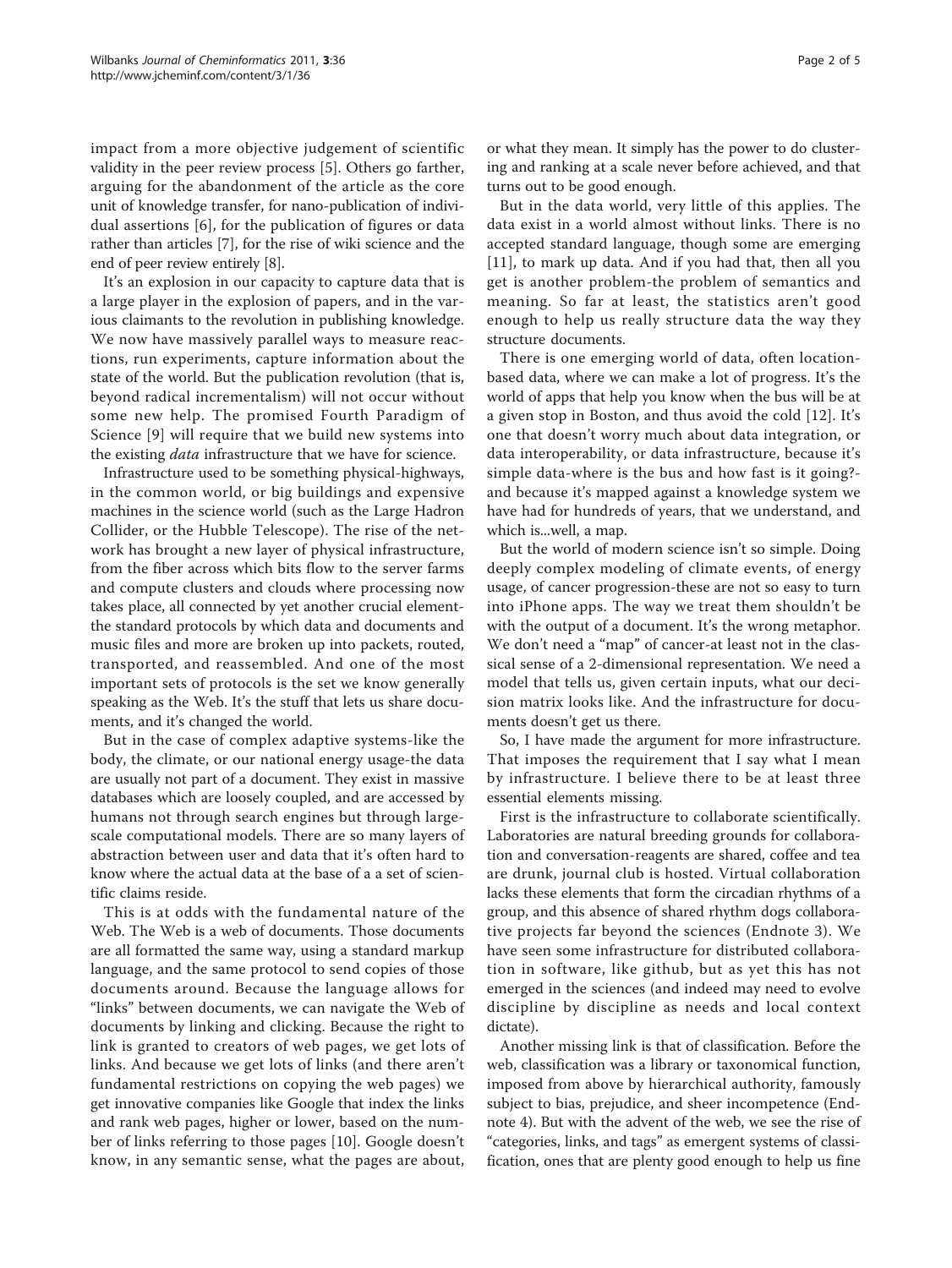impact from a more objective judgement of scientific validity in the peer review process [5]. Others go farther, arguing for the abandonment of the article as the core unit of knowledge transfer, for nano-publication of individual assertions [6], for the publication of figures or data rather than articles [7], for the rise of wiki science and the end of peer review entirely [8].

It's an explosion in our capacity to capture data that is a large player in the explosion of papers, and in the various claimants to the revolution in publishing knowledge. We now have massively parallel ways to measure reactions, run experiments, capture information about the state of the world. But the publication revolution (that is, beyond radical incrementalism) will not occur without some new help. The promised Fourth Paradigm of Science [9] will require that we build new systems into the existing *data* infrastructure that we have for science.

Infrastructure used to be something physical-highways, in the common world, or big buildings and expensive machines in the science world (such as the Large Hadron Collider, or the Hubble Telescope). The rise of the network has brought a new layer of physical infrastructure, from the fiber across which bits flow to the server farms and compute clusters and clouds where processing now takes place, all connected by yet another crucial element-the standard protocols by which data and documents and music files and more are broken up into packets, routed, transported, and reassembled. And one of the most important sets of protocols is the set we know generally speaking as the Web. It's the stuff that lets us share documents, and it's changed the world.

But in the case of complex adaptive systems-like the body, the climate, or our national energy usage-the data are usually not part of a document. They exist in massive databases which are loosely coupled, and are accessed by humans not through search engines but through large-scale computational models. There are so many layers of abstraction between user and data that it's often hard to know where the actual data at the base of a a set of scientific claims reside.

This is at odds with the fundamental nature of the Web. The Web is a web of documents. Those documents are all formatted the same way, using a standard markup language, and the same protocol to send copies of those documents around. Because the language allows for "links" between documents, we can navigate the Web of documents by linking and clicking. Because the right to link is granted to creators of web pages, we get lots of links. And because we get lots of links (and there aren't fundamental restrictions on copying the web pages) we get innovative companies like Google that index the links and rank web pages, higher or lower, based on the number of links referring to those pages [10]. Google doesn't know, in any semantic sense, what the pages are about, or what they mean. It simply has the power to do clustering and ranking at a scale never before achieved, and that turns out to be good enough.

But in the data world, very little of this applies. The data exist in a world almost without links. There is no accepted standard language, though some are emerging [11], to mark up data. And if you had that, then all you get is another problem-the problem of semantics and meaning. So far at least, the statistics aren't good enough to help us really structure data the way they structure documents.

There is one emerging world of data, often location-based data, where we can make a lot of progress. It's the world of apps that help you know when the bus will be at a given stop in Boston, and thus avoid the cold [12]. It's one that doesn't worry much about data integration, or data interoperability, or data infrastructure, because it's simple data-where is the bus and how fast is it going?-and because it's mapped against a knowledge system we have had for hundreds of years, that we understand, and which is...well, a map.

But the world of modern science isn't so simple. Doing deeply complex modeling of climate events, of energy usage, of cancer progression-these are not so easy to turn into iPhone apps. The way we treat them shouldn't be with the output of a document. It's the wrong metaphor. We don't need a "map" of cancer-at least not in the classical sense of a 2-dimensional representation. We need a model that tells us, given certain inputs, what our decision matrix looks like. And the infrastructure for documents doesn't get us there.

So, I have made the argument for more infrastructure. That imposes the requirement that I say what I mean by infrastructure. I believe there to be at least three essential elements missing.

First is the infrastructure to collaborate scientifically. Laboratories are natural breeding grounds for collaboration and conversation-reagents are shared, coffee and tea are drunk, journal club is hosted. Virtual collaboration lacks these elements that form the circadian rhythms of a group, and this absence of shared rhythm dogs collaborative projects far beyond the sciences (Endnote 3). We have seen some infrastructure for distributed collaboration in software, like github, but as yet this has not emerged in the sciences (and indeed may need to evolve discipline by discipline as needs and local context dictate).

Another missing link is that of classification. Before the web, classification was a library or taxonomical function, imposed from above by hierarchical authority, famously subject to bias, prejudice, and sheer incompetence (Endnote 4). But with the advent of the web, we see the rise of "categories, links, and tags" as emergent systems of classification, ones that are plenty good enough to help us fine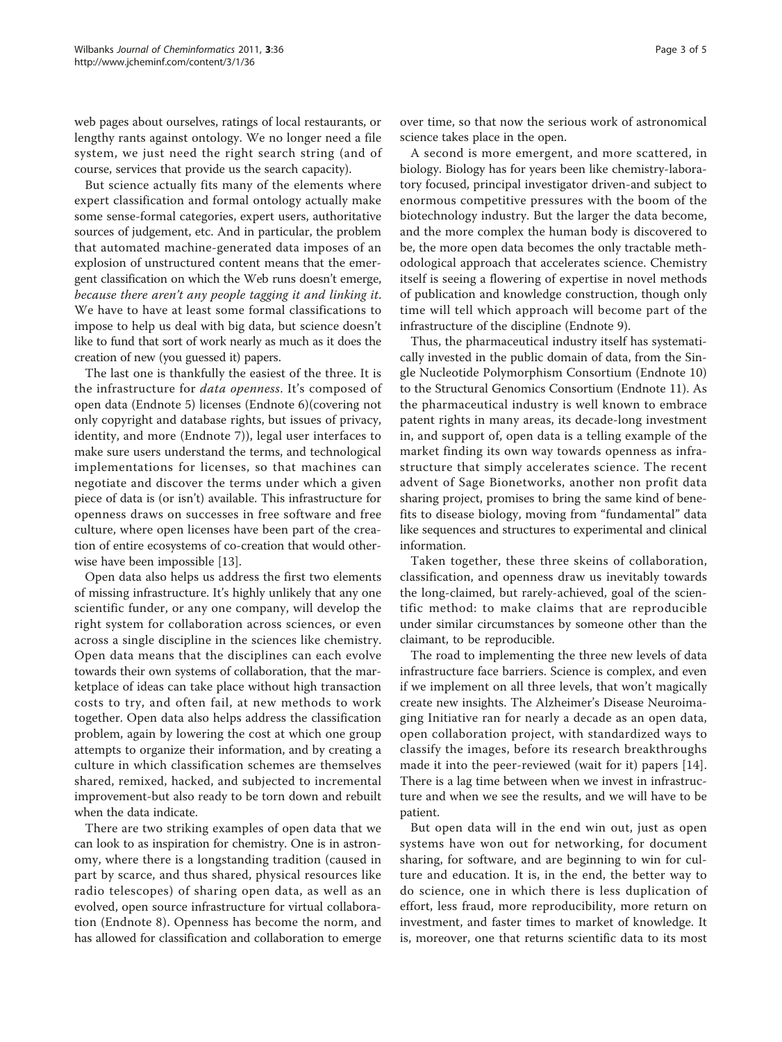web pages about ourselves, ratings of local restaurants, or lengthy rants against ontology. We no longer need a file system, we just need the right search string (and of course, services that provide us the search capacity).

But science actually fits many of the elements where expert classification and formal ontology actually make some sense-formal categories, expert users, authoritative sources of judgement, etc. And in particular, the problem that automated machine-generated data imposes of an explosion of unstructured content means that the emergent classification on which the Web runs doesn't emerge, *because there aren't any people tagging it and linking it*. We have to have at least some formal classifications to impose to help us deal with big data, but science doesn't like to fund that sort of work nearly as much as it does the creation of new (you guessed it) papers.

The last one is thankfully the easiest of the three. It is the infrastructure for *data openness*. It's composed of open data (Endnote 5) licenses (Endnote 6)(covering not only copyright and database rights, but issues of privacy, identity, and more (Endnote 7)), legal user interfaces to make sure users understand the terms, and technological implementations for licenses, so that machines can negotiate and discover the terms under which a given piece of data is (or isn't) available. This infrastructure for openness draws on successes in free software and free culture, where open licenses have been part of the creation of entire ecosystems of co-creation that would otherwise have been impossible [13].

Open data also helps us address the first two elements of missing infrastructure. It's highly unlikely that any one scientific funder, or any one company, will develop the right system for collaboration across sciences, or even across a single discipline in the sciences like chemistry. Open data means that the disciplines can each evolve towards their own systems of collaboration, that the marketplace of ideas can take place without high transaction costs to try, and often fail, at new methods to work together. Open data also helps address the classification problem, again by lowering the cost at which one group attempts to organize their information, and by creating a culture in which classification schemes are themselves shared, remixed, hacked, and subjected to incremental improvement-but also ready to be torn down and rebuilt when the data indicate.

There are two striking examples of open data that we can look to as inspiration for chemistry. One is in astronomy, where there is a longstanding tradition (caused in part by scarce, and thus shared, physical resources like radio telescopes) of sharing open data, as well as an evolved, open source infrastructure for virtual collaboration (Endnote 8). Openness has become the norm, and has allowed for classification and collaboration to emerge over time, so that now the serious work of astronomical science takes place in the open.

A second is more emergent, and more scattered, in biology. Biology has for years been like chemistry-laboratory focused, principal investigator driven-and subject to enormous competitive pressures with the boom of the biotechnology industry. But the larger the data become, and the more complex the human body is discovered to be, the more open data becomes the only tractable methodological approach that accelerates science. Chemistry itself is seeing a flowering of expertise in novel methods of publication and knowledge construction, though only time will tell which approach will become part of the infrastructure of the discipline (Endnote 9).

Thus, the pharmaceutical industry itself has systematically invested in the public domain of data, from the Single Nucleotide Polymorphism Consortium (Endnote 10) to the Structural Genomics Consortium (Endnote 11). As the pharmaceutical industry is well known to embrace patent rights in many areas, its decade-long investment in, and support of, open data is a telling example of the market finding its own way towards openness as infrastructure that simply accelerates science. The recent advent of Sage Bionetworks, another non profit data sharing project, promises to bring the same kind of benefits to disease biology, moving from "fundamental" data like sequences and structures to experimental and clinical information.

Taken together, these three skeins of collaboration, classification, and openness draw us inevitably towards the long-claimed, but rarely-achieved, goal of the scientific method: to make claims that are reproducible under similar circumstances by someone other than the claimant, to be reproducible.

The road to implementing the three new levels of data infrastructure face barriers. Science is complex, and even if we implement on all three levels, that won't magically create new insights. The Alzheimer's Disease Neuroimaging Initiative ran for nearly a decade as an open data, open collaboration project, with standardized ways to classify the images, before its research breakthroughs made it into the peer-reviewed (wait for it) papers [14]. There is a lag time between when we invest in infrastructure and when we see the results, and we will have to be patient.

But open data will in the end win out, just as open systems have won out for networking, for document sharing, for software, and are beginning to win for culture and education. It is, in the end, the better way to do science, one in which there is less duplication of effort, less fraud, more reproducibility, more return on investment, and faster times to market of knowledge. It is, moreover, one that returns scientific data to its most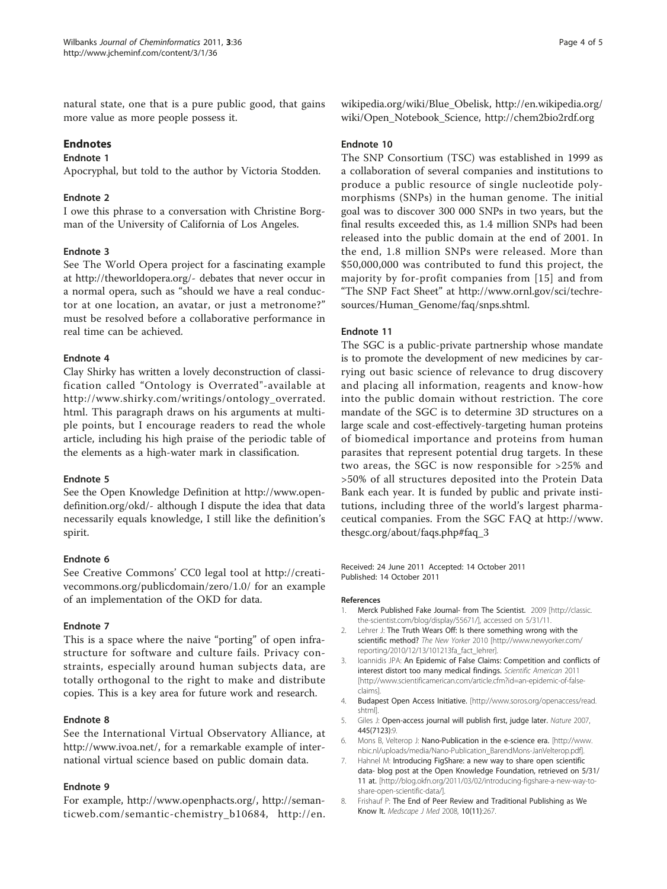natural state, one that is a pure public good, that gains more value as more people possess it.

## Endnotes

### Endnote 1

Apocryphal, but told to the author by Victoria Stodden.

### Endnote 2

I owe this phrase to a conversation with Christine Borgman of the University of California of Los Angeles.

### Endnote 3

See The World Opera project for a fascinating example at http://theworldopera.org/- debates that never occur in a normal opera, such as "should we have a real conductor at one location, an avatar, or just a metronome?" must be resolved before a collaborative performance in real time can be achieved.

### Endnote 4

Clay Shirky has written a lovely deconstruction of classification called "Ontology is Overrated"-available at http://www.shirky.com/writings/ontology_overrated.html. This paragraph draws on his arguments at multiple points, but I encourage readers to read the whole article, including his high praise of the periodic table of the elements as a high-water mark in classification.

### Endnote 5

See the Open Knowledge Definition at http://www.opendefinition.org/okd/- although I dispute the idea that data necessarily equals knowledge, I still like the definition's spirit.

### Endnote 6

See Creative Commons' CC0 legal tool at http://creativecommons.org/publicdomain/zero/1.0/ for an example of an implementation of the OKD for data.

### Endnote 7

This is a space where the naive "porting" of open infrastructure for software and culture fails. Privacy constraints, especially around human subjects data, are totally orthogonal to the right to make and distribute copies. This is a key area for future work and research.

### Endnote 8

See the International Virtual Observatory Alliance, at http://www.ivoa.net/, for a remarkable example of international virtual science based on public domain data.

### Endnote 9

For example, http://www.openphacts.org/, http://semanticweb.com/semantic-chemistry_b10684, http://en.wikipedia.org/wiki/Blue_Obelisk, http://en.wikipedia.org/wiki/Open_Notebook_Science, http://chem2bio2rdf.org

### Endnote 10

The SNP Consortium (TSC) was established in 1999 as a collaboration of several companies and institutions to produce a public resource of single nucleotide polymorphisms (SNPs) in the human genome. The initial goal was to discover 300 000 SNPs in two years, but the final results exceeded this, as 1.4 million SNPs had been released into the public domain at the end of 2001. In the end, 1.8 million SNPs were released. More than $50,000,000 was contributed to fund this project, the majority by for-profit companies from [15] and from "The SNP Fact Sheet" at http://www.ornl.gov/sci/techresources/Human_Genome/faq/snps.shtml.

### Endnote 11

The SGC is a public-private partnership whose mandate is to promote the development of new medicines by carrying out basic science of relevance to drug discovery and placing all information, reagents and know-how into the public domain without restriction. The core mandate of the SGC is to determine 3D structures on a large scale and cost-effectively-targeting human proteins of biomedical importance and proteins from human parasites that represent potential drug targets. In these two areas, the SGC is now responsible for >25% and >50% of all structures deposited into the Protein Data Bank each year. It is funded by public and private institutions, including three of the world's largest pharmaceutical companies. From the SGC FAQ at http://www.thesgc.org/about/faqs.php#faq_3

Received: 24 June 2011 Accepted: 14 October 2011
Published: 14 October 2011

## References

1. **Merck Published Fake Journal- from The Scientist.** 2009 [http://classic.the-scientist.com/blog/display/55671/], accessed on 5/31/11.
2. Lehrer J: **The Truth Wears Off: Is there something wrong with the scientific method?** *The New Yorker* 2010 [http://www.newyorker.com/reporting/2010/12/13/101213fa_fact_lehrer].
3. Ioannidis JPA: **An Epidemic of False Claims: Competition and conflicts of interest distort too many medical findings.** *Scientific American* 2011 [http://www.scientificamerican.com/article.cfm?id=an-epidemic-of-false-claims].
4. **Budapest Open Access Initiative.** [http://www.soros.org/openaccess/read.shtml].
5. Giles J: **Open-access journal will publish first, judge later.** *Nature* 2007, **445(7123)**:9.
6. Mons B, Velterop J: **Nano-Publication in the e-science era.** [http://www.nbic.nl/uploads/media/Nano-Publication_BarendMons-JanVelterop.pdf].
7. Hahnel M: **Introducing FigShare: a new way to share open scientific data- blog post at the Open Knowledge Foundation, retrieved on 5/31/11 at.** [http://blog.okfn.org/2011/03/02/introducing-figshare-a-new-way-to-share-open-scientific-data/].
8. Frishauf P: **The End of Peer Review and Traditional Publishing as We Know It.** *Medscape J Med* 2008, **10(11)**:267.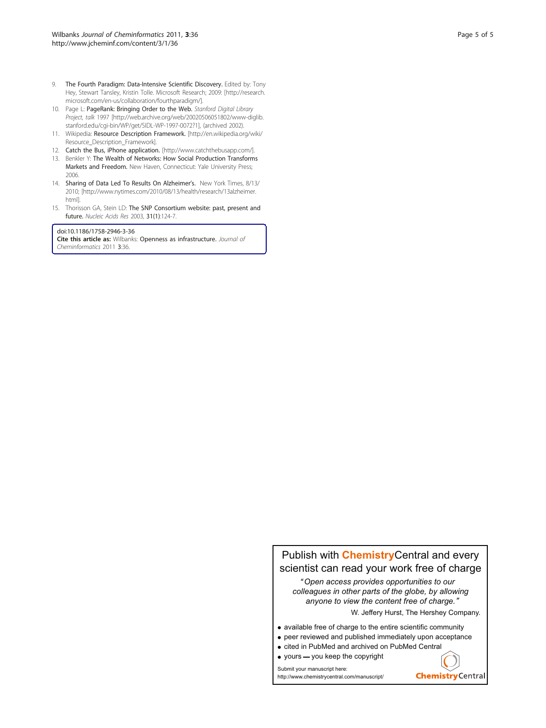9. **The Fourth Paradigm: Data-Intensive Scientific Discovery.** Edited by: Tony Hey, Stewart Tansley, Kristin Tolle. Microsoft Research; 2009: [http://research.microsoft.com/en-us/collaboration/fourthparadigm/].
10. Page L: **PageRank: Bringing Order to the Web.** *Stanford Digital Library Project, talk* 1997 [http://web.archive.org/web/20020506051802/www-diglib.stanford.edu/cgi-bin/WP/get/SIDL-WP-1997-0072?1], (archived 2002).
11. Wikipedia: **Resource Description Framework.** [http://en.wikipedia.org/wiki/Resource_Description_Framework].
12. **Catch the Bus, iPhone application.** [http://www.catchthebusapp.com/].
13. Benkler Y: **The Wealth of Networks: How Social Production Transforms Markets and Freedom.** New Haven, Connecticut: Yale University Press; 2006.
14. **Sharing of Data Led To Results On Alzheimer's.** New York Times, 8/13/2010; [http://www.nytimes.com/2010/08/13/health/research/13alzheimer.html].
15. Thorisson GA, Stein LD: **The SNP Consortium website: past, present and future.** *Nucleic Acids Res* 2003, **31(1)**:124-7.

doi:10.1186/1758-2946-3-36
**Cite this article as:** Wilbanks: Openness as infrastructure. *Journal of Cheminformatics* 2011 **3**:36.

Publish with **Chemistry**Central and every scientist can read your work free of charge

*"Open access provides opportunities to our colleagues in other parts of the globe, by allowing anyone to view the content free of charge."*

W. Jeffery Hurst, The Hershey Company.

- available free of charge to the entire scientific community
- peer reviewed and published immediately upon acceptance
- cited in PubMed and archived on PubMed Central
- yours — you keep the copyright

Submit your manuscript here:
http://www.chemistrycentral.com/manuscript/

**Chemistry**Central